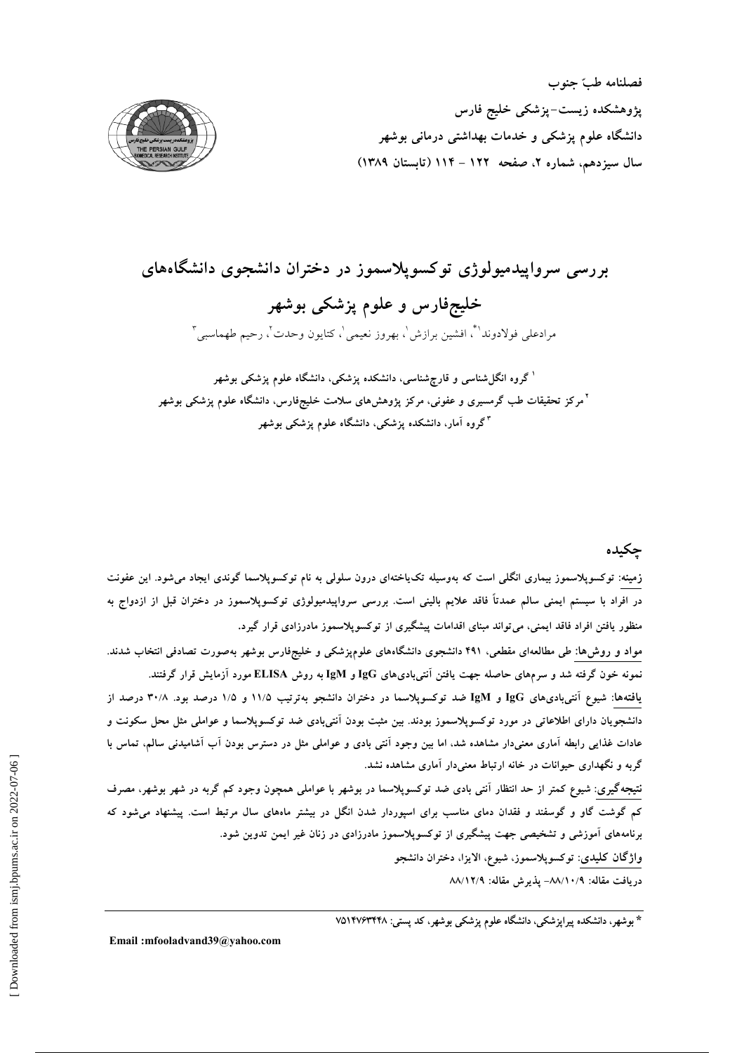فصلنامه طبّ جنوب
پژوهشکده زیست-پزشکی خلیج فارس
دانشگاه علوم پزشکی و خدمات بهداشتی درمانی بوشهر
سال سیزدهم، شماره ۲، صفحه ۱۲۲ - ۱۱۴ (تابستان ۱۳۸۹)

# بررسی سرواپیدمیولوژی توکسوپلاسموز در دختران دانشجوی دانشگاه‌های خلیج‌فارس و علوم پزشکی بوشهر

مرادعلی فولادوند[۱*]، افشین برازش[۱]، بهروز نعیمی[۱]، کتایون وحدت[۲]، رحیم طهماسبی[۳]

[۱] گروه انگل‌شناسی و قارچ‌شناسی، دانشکده پزشکی، دانشگاه علوم پزشکی بوشهر
[۲] مرکز تحقیقات طب گرمسیری و عفونی، مرکز پژوهش‌های سلامت خلیج‌فارس، دانشگاه علوم پزشکی بوشهر
[۳] گروه آمار، دانشکده پزشکی، دانشگاه علوم پزشکی بوشهر

## چکیده

**زمینه:** توکسوپلاسموز بیماری انگلی است که به‌وسیله تک‌یاخته‌ای درون سلولی به نام توکسوپلاسما گوندی ایجاد می‌شود. این عفونت در افراد با سیستم ایمنی سالم عمدتاً فاقد علایم بالینی است. بررسی سرواپیدمیولوژی توکسوپلاسموز در دختران قبل از ازدواج به منظور یافتن افراد فاقد ایمنی، می‌تواند مبنای اقدامات پیشگیری از توکسوپلاسموز مادرزادی قرار گیرد.

**مواد و روش‌ها:** طی مطالعه‌ای مقطعی، ۴۹۱ دانشجوی دانشگاه‌های علوم‌پزشکی و خلیج‌فارس بوشهر به‌صورت تصادفی انتخاب شدند. نمونه خون گرفته شد و سرم‌های حاصله جهت یافتن آنتی‌بادی‌های IgG و IgM به روش ELISA مورد آزمایش قرار گرفتند.

**یافته‌ها:** شیوع آنتی‌بادی‌های IgG و IgM ضد توکسوپلاسما در دختران دانشجو به‌ترتیب ۱۱/۵ و ۱/۵ درصد بود. ۳۰/۸ درصد از دانشجویان دارای اطلاعاتی در مورد توکسوپلاسموز بودند. بین مثبت بودن آنتی‌بادی ضد توکسوپلاسما و عواملی مثل محل سکونت و عادات غذایی رابطه آماری معنی‌دار مشاهده شد، اما بین وجود آنتی بادی و عواملی مثل در دسترس بودن آب آشامیدنی سالم، تماس با گربه و نگهداری حیوانات در خانه ارتباط معنی‌دار آماری مشاهده نشد.

**نتیجه‌گیری:** شیوع کمتر از حد انتظار آنتی بادی ضد توکسوپلاسما در بوشهر با عواملی همچون وجود کم گربه در شهر بوشهر، مصرف کم گوشت گاو و گوسفند و فقدان دمای مناسب برای اسپوردار شدن انگل در بیشتر ماه‌های سال مرتبط است. پیشنهاد می‌شود که برنامه‌های آموزشی و تشخیصی جهت پیشگیری از توکسوپلاسموز مادرزادی در زنان غیر ایمن تدوین شود.

**واژگان کلیدی:** توکسوپلاسموز، شیوع، الایزا، دختران دانشجو

دریافت مقاله: ۸۸/۱۰/۹- پذیرش مقاله: ۸۸/۱۲/۹

---

* بوشهر، دانشکده پیراپزشکی، دانشگاه علوم پزشکی بوشهر، کد پستی: ۷۵۱۴۷۶۳۴۴۸

Email :mfooladvand39@yahoo.com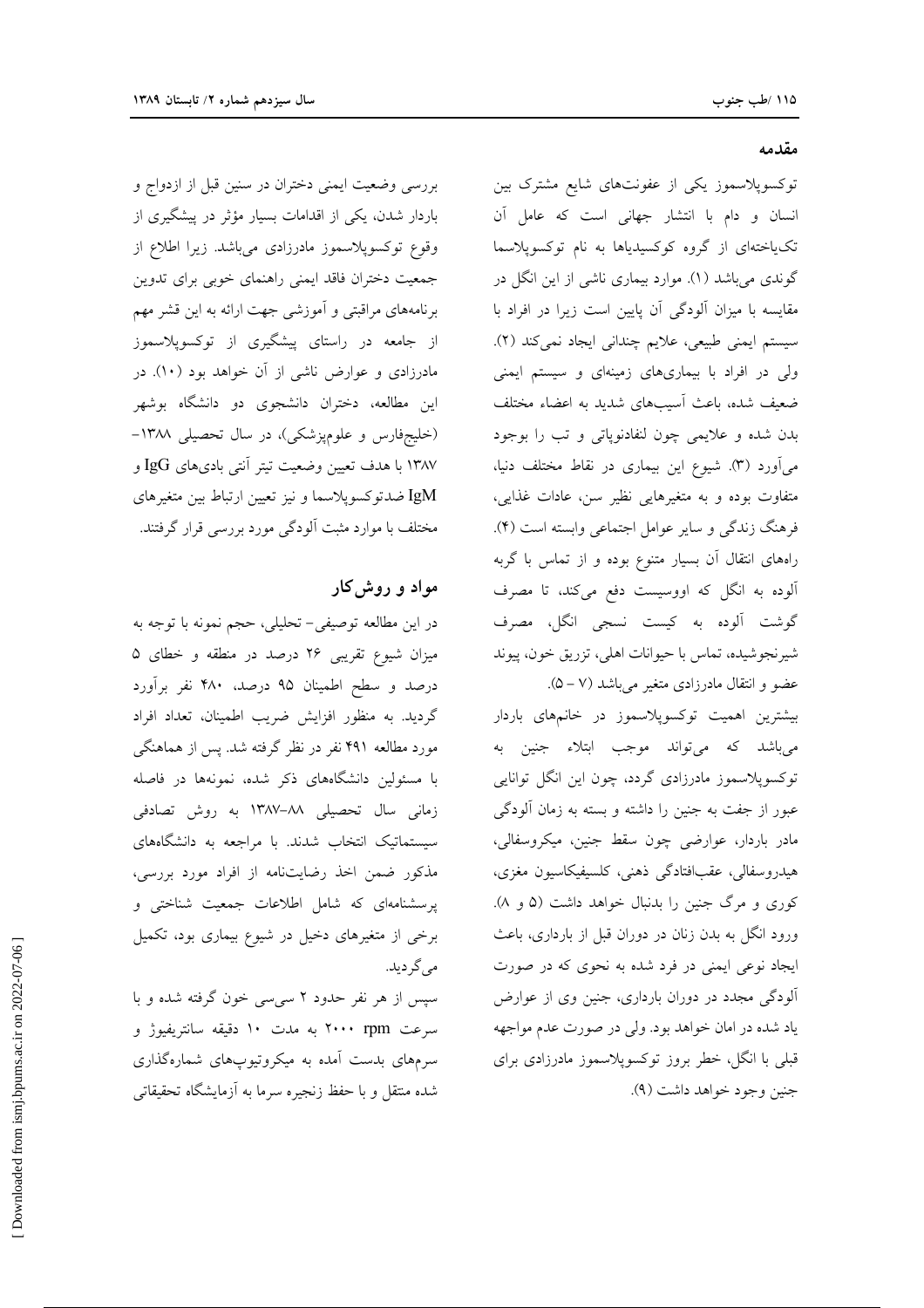## مقدمه

توکسوپلاسموز یکی از عفونت‌های شایع مشترک بین انسان و دام با انتشار جهانی است که عامل آن تک‌یاخته‌ای از گروه کوکسیدیاها به نام توکسوپلاسما گوندی می‌باشد (۱). موارد بیماری ناشی از این انگل در مقایسه با میزان آلودگی آن پایین است زیرا در افراد با سیستم ایمنی طبیعی، علایم چندانی ایجاد نمی‌کند (۲). ولی در افراد با بیماری‌های زمینه‌ای و سیستم ایمنی ضعیف شده، باعث آسیب‌های شدید به اعضاء مختلف بدن شده و علایمی چون لنفادنوپاتی و تب را بوجود می‌آورد (۳). شیوع این بیماری در نقاط مختلف دنیا، متفاوت بوده و به متغیرهایی نظیر سن، عادات غذایی، فرهنگ زندگی و سایر عوامل اجتماعی وابسته است (۴). راه‌های انتقال آن بسیار متنوع بوده و از تماس با گربه آلوده به انگل که اووسیست دفع می‌کند، تا مصرف گوشت آلوده به کیست نسجی انگل، مصرف شیرنجوشیده، تماس با حیوانات اهلی، تزریق خون، پیوند عضو و انتقال مادرزادی متغیر می‌باشد (۷ - ۵).

بیشترین اهمیت توکسوپلاسموز در خانم‌های باردار می‌باشد که می‌تواند موجب ابتلاء جنین به توکسوپلاسموز مادرزادی گردد، چون این انگل توانایی عبور از جفت به جنین را داشته و بسته به زمان آلودگی مادر باردار، عوارضی چون سقط جنین، میکروسفالی، هیدروسفالی، عقب‌افتادگی ذهنی، کلسیفیکاسیون مغزی، کوری و مرگ جنین را بدنبال خواهد داشت (۵ و ۸). ورود انگل به بدن زنان در دوران قبل از بارداری، باعث ایجاد نوعی ایمنی در فرد شده به نحوی که در صورت آلودگی مجدد در دوران بارداری، جنین وی از عوارض یاد شده در امان خواهد بود. ولی در صورت عدم مواجهه قبلی با انگل، خطر بروز توکسوپلاسموز مادرزادی برای جنین وجود خواهد داشت (۹).

بررسی وضعیت ایمنی دختران در سنین قبل از ازدواج و باردار شدن، یکی از اقدامات بسیار مؤثر در پیشگیری از وقوع توکسوپلاسموز مادرزادی می‌باشد. زیرا اطلاع از جمعیت دختران فاقد ایمنی راهنمای خوبی برای تدوین برنامه‌های مراقبتی و آموزشی جهت ارائه به این قشر مهم از جامعه در راستای پیشگیری از توکسوپلاسموز مادرزادی و عوارض ناشی از آن خواهد بود (۱۰). در این مطالعه، دختران دانشجوی دو دانشگاه بوشهر (خلیج‌فارس و علوم‌پزشکی)، در سال تحصیلی ۱۳۸۸-۱۳۸۷ با هدف تعیین وضعیت تیتر آنتی بادی‌های IgG و IgM ضدتوکسوپلاسما و نیز تعیین ارتباط بین متغیرهای مختلف با موارد مثبت آلودگی مورد بررسی قرار گرفتند.

## مواد و روش‌کار

در این مطالعه توصیفی- تحلیلی، حجم نمونه با توجه به میزان شیوع تقریبی ۲۶ درصد در منطقه و خطای ۵ درصد و سطح اطمینان ۹۵ درصد، ۴۸۰ نفر برآورد گردید. به منظور افزایش ضریب اطمینان، تعداد افراد مورد مطالعه ۴۹۱ نفر در نظر گرفته شد. پس از هماهنگی با مسئولین دانشگاه‌های ذکر شده، نمونه‌ها در فاصله زمانی سال تحصیلی ۸۸-۱۳۸۷ به روش تصادفی سیستماتیک انتخاب شدند. با مراجعه به دانشگاه‌های مذکور ضمن اخذ رضایت‌نامه از افراد مورد بررسی، پرسشنامه‌ای که شامل اطلاعات جمعیت شناختی و برخی از متغیرهای دخیل در شیوع بیماری بود، تکمیل می‌گردید.

سپس از هر نفر حدود ۲ سی‌سی خون گرفته شده و با سرعت ۲۰۰۰ rpm به مدت ۱۰ دقیقه سانتریفیوژ و سرم‌های بدست آمده به میکروتیوپ‌های شماره‌گذاری شده منتقل و با حفظ زنجیره سرما به آزمایشگاه تحقیقاتی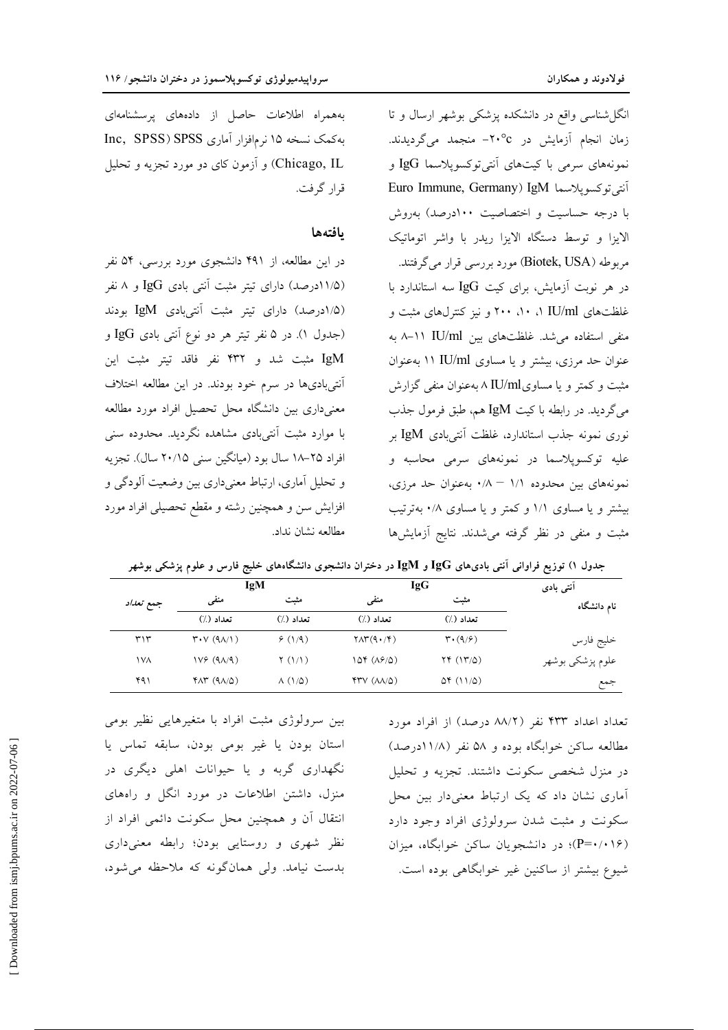انگل‌شناسی واقع در دانشکده پزشکی بوشهر ارسال و تا زمان انجام آزمایش در ۲۰°c- منجمد می‌گردیدند. نمونه‌های سرمی با کیت‌های آنتی‌توکسوپلاسما IgG و آنتی‌توکسوپلاسما IgM (Euro Immune, Germany) با درجه حساسیت و اختصاصیت ۱۰۰درصد) به‌روش الایزا و توسط دستگاه الایزا ریدر با واشر اتوماتیک مربوطه (Biotek, USA) مورد بررسی قرار می‌گرفتند.

در هر نوبت آزمایش، برای کیت IgG سه استاندارد با غلظت‌های IU/ml ۱، ۱۰، ۲۰۰ و نیز کنترل‌های مثبت و منفی استفاده می‌شد. غلظت‌های بین IU/ml ۱۱–۸ به عنوان حد مرزی، بیشتر و یا مساوی IU/ml ۱۱ به‌عنوان مثبت و کمتر و یا مساوی IU/ml ۸ به‌عنوان منفی گزارش می‌گردید. در رابطه با کیت IgM هم، طبق فرمول جذب نوری نمونه جذب استاندارد، غلظت آنتی‌بادی IgM بر علیه توکسوپلاسما در نمونه‌های سرمی محاسبه و نمونه‌های بین محدوده ۱/۱ – ۰/۸ به‌عنوان حد مرزی، بیشتر و یا مساوی ۱/۱ و کمتر و یا مساوی ۰/۸ به‌ترتیب مثبت و منفی در نظر گرفته می‌شدند. نتایج آزمایش‌ها به‌همراه اطلاعات حاصل از داده‌های پرسشنامه‌ای به‌کمک نسخه ۱۵ نرم‌افزار آماری SPSS (SPSS Inc, Chicago, IL) و آزمون کای دو مورد تجزیه و تحلیل قرار گرفت.

## یافته‌ها

در این مطالعه، از ۴۹۱ دانشجوی مورد بررسی، ۵۴ نفر (۱۱/۵درصد) دارای تیتر مثبت آنتی بادی IgG و ۸ نفر (۱/۵درصد) دارای تیتر مثبت آنتی‌بادی IgM بودند (جدول ۱). در ۵ نفر تیتر هر دو نوع آنتی بادی IgG و IgM مثبت شد و ۴۳۲ نفر فاقد تیتر مثبت این آنتی‌بادی‌ها در سرم خود بودند. در این مطالعه اختلاف معنی‌داری بین دانشگاه محل تحصیل افراد مورد مطالعه با موارد مثبت آنتی‌بادی مشاهده نگردید. محدوده سنی افراد ۲۵–۱۸ سال بود (میانگین سنی ۲۰/۱۵ سال). تجزیه و تحلیل آماری، ارتباط معنی‌داری بین وضعیت آلودگی و افزایش سن و همچنین رشته و مقطع تحصیلی افراد مورد مطالعه نشان نداد.

**جدول ۱) توزیع فراوانی آنتی بادی‌های IgG و IgM در دختران دانشجوی دانشگاه‌های خلیج فارس و علوم پزشکی بوشهر**

| آنتی بادی / نام دانشگاه | IgG مثبت | IgG منفی | IgM مثبت | IgM منفی | جمع تعداد |
|---|---|---|---|---|---|
| | تعداد (٪) | تعداد (٪) | تعداد (٪) | تعداد (٪) | |
| خلیج فارس | ۳۰(۹/۶) | ۲۸۳(۹۰/۴) | ۶ (۱/۹) | ۳۰۷ (۹۸/۱) | ۳۱۳ |
| علوم پزشکی بوشهر | ۲۴ (۱۳/۵) | ۱۵۴ (۸۶/۵) | ۲ (۱/۱) | ۱۷۶ (۹۸/۹) | ۱۷۸ |
| جمع | ۵۴ (۱۱/۵) | ۴۳۷ (۸۸/۵) | ۸ (۱/۵) | ۴۸۳ (۹۸/۵) | ۴۹۱ |

تعداد اعداد ۴۳۳ نفر (۸۸/۲ درصد) از افراد مورد مطالعه ساکن خوابگاه بوده و ۵۸ نفر (۱۱/۸درصد) در منزل شخصی سکونت داشتند. تجزیه و تحلیل آماری نشان داد که یک ارتباط معنی‌دار بین محل سکونت و مثبت شدن سرولوژی افراد وجود دارد (P=۰/۰۱۶)؛ در دانشجویان ساکن خوابگاه، میزان شیوع بیشتر از ساکنین غیر خوابگاهی بوده است.

بین سرولوژی مثبت افراد با متغیرهایی نظیر بومی استان بودن یا غیر بومی بودن، سابقه تماس یا نگهداری گربه و یا حیوانات اهلی دیگری در منزل، داشتن اطلاعات در مورد انگل و راه‌های انتقال آن و همچنین محل سکونت دائمی افراد از نظر شهری و روستایی بودن؛ رابطه معنی‌داری بدست نیامد. ولی همان‌گونه که ملاحظه می‌شود،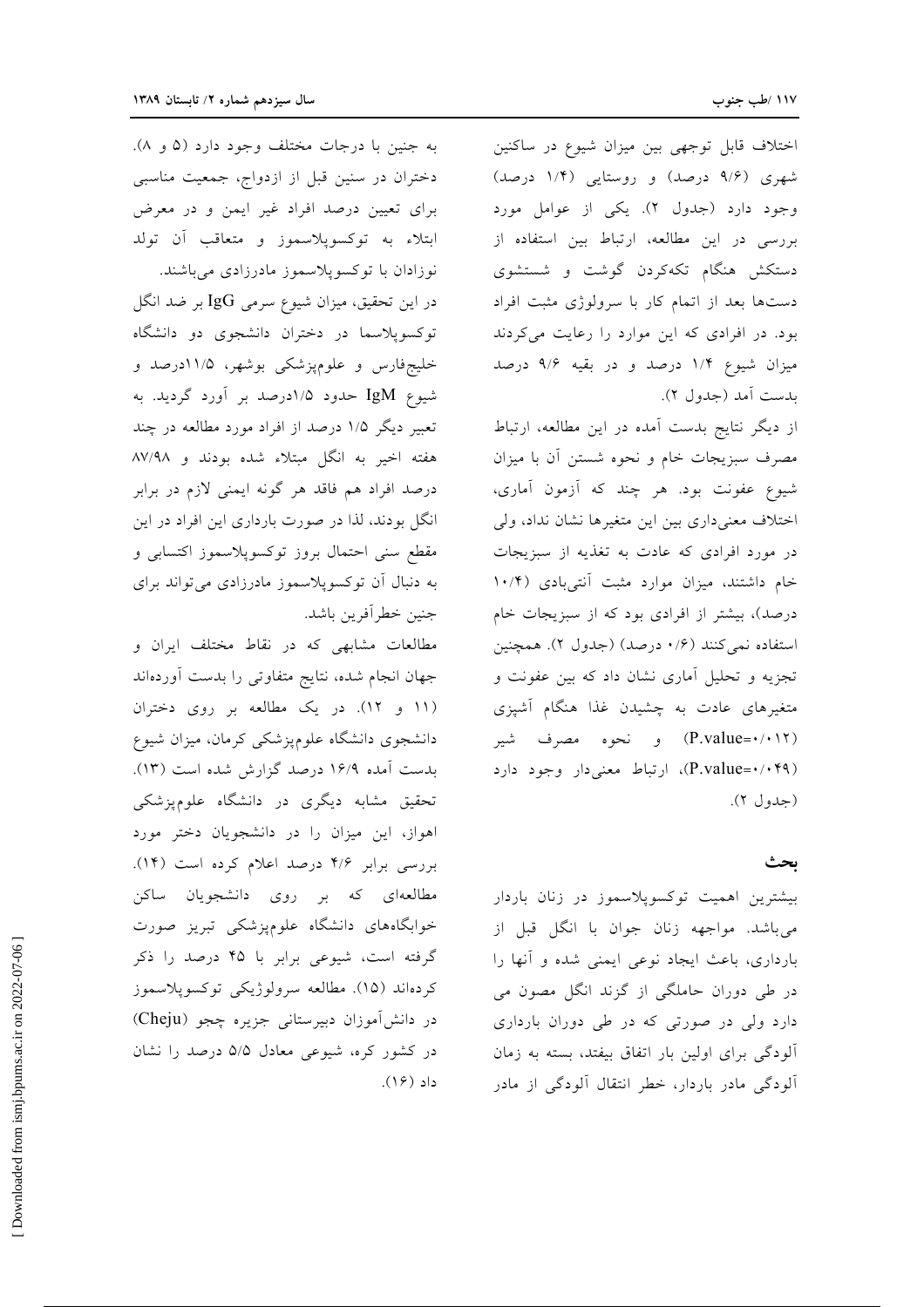اختلاف قابل توجهی بین میزان شیوع در ساکنین شهری (۹/۶ درصد) و روستایی (۱/۴ درصد) وجود دارد (جدول ۲). یکی از عوامل مورد بررسی در این مطالعه، ارتباط بین استفاده از دستکش هنگام تکه‌کردن گوشت و شستشوی دست‌ها بعد از اتمام کار با سرولوژی مثبت افراد بود. در افرادی که این موارد را رعایت می‌کردند میزان شیوع ۱/۴ درصد و در بقیه ۹/۶ درصد بدست آمد (جدول ۲).

از دیگر نتایج بدست آمده در این مطالعه، ارتباط مصرف سبزیجات خام و نحوه شستن آن با میزان شیوع عفونت بود. هر چند که آزمون آماری، اختلاف معنی‌داری بین این متغیرها نشان نداد، ولی در مورد افرادی که عادت به تغذیه از سبزیجات خام داشتند، میزان موارد مثبت آنتی‌بادی (۱۰/۴ درصد)، بیشتر از افرادی بود که از سبزیجات خام استفاده نمی‌کنند (۰/۶ درصد) (جدول ۲). همچنین تجزیه و تحلیل آماری نشان داد که بین عفونت و متغیرهای عادت به چشیدن غذا هنگام آشپزی (P.value=۰/۰۱۲) و نحوه مصرف شیر (P.value=۰/۰۴۹)، ارتباط معنی‌دار وجود دارد (جدول ۲).

## بحث

بیشترین اهمیت توکسوپلاسموز در زنان باردار می‌باشد. مواجهه زنان جوان با انگل قبل از بارداری، باعث ایجاد نوعی ایمنی شده و آنها را در طی دوران حاملگی از گزند انگل مصون می دارد ولی در صورتی که در طی دوران بارداری آلودگی برای اولین بار اتفاق بیفتد، بسته به زمان آلودگی مادر باردار، خطر انتقال آلودگی از مادر به جنین با درجات مختلف وجود دارد (۵ و ۸). دختران در سنین قبل از ازدواج، جمعیت مناسبی برای تعیین درصد افراد غیر ایمن و در معرض ابتلاء به توکسوپلاسموز و متعاقب آن تولد نوزادان با توکسوپلاسموز مادرزادی می‌باشند.

در این تحقیق، میزان شیوع سرمی IgG بر ضد انگل توکسوپلاسما در دختران دانشجوی دو دانشگاه خلیج‌فارس و علوم‌پزشکی بوشهر، ۱۱/۵درصد و شیوع IgM حدود ۱/۵درصد بر آورد گردید. به تعبیر دیگر ۱/۵ درصد از افراد مورد مطالعه در چند هفته اخیر به انگل مبتلاء شده بودند و ۸۷/۹۸ درصد افراد هم فاقد هر گونه ایمنی لازم در برابر انگل بودند، لذا در صورت بارداری این افراد در این مقطع سنی احتمال بروز توکسوپلاسموز اکتسابی و به دنبال آن توکسوپلاسموز مادرزادی می‌تواند برای جنین خطرآفرین باشد.

مطالعات مشابهی که در نقاط مختلف ایران و جهان انجام شده، نتایج متفاوتی را بدست آورده‌اند (۱۱ و ۱۲). در یک مطالعه بر روی دختران دانشجوی دانشگاه علوم‌پزشکی کرمان، میزان شیوع بدست آمده ۱۶/۹ درصد گزارش شده است (۱۳). تحقیق مشابه دیگری در دانشگاه علوم‌پزشکی اهواز، این میزان را در دانشجویان دختر مورد بررسی برابر ۴/۶ درصد اعلام کرده است (۱۴). مطالعه‌ای که بر روی دانشجویان ساکن خوابگاه‌های دانشگاه علوم‌پزشکی تبریز صورت گرفته است، شیوعی برابر با ۴۵ درصد را ذکر کرده‌اند (۱۵). مطالعه سرولوژیکی توکسوپلاسموز در دانش‌آموزان دبیرستانی جزیره چجو (Cheju) در کشور کره، شیوعی معادل ۵/۵ درصد را نشان داد (۱۶).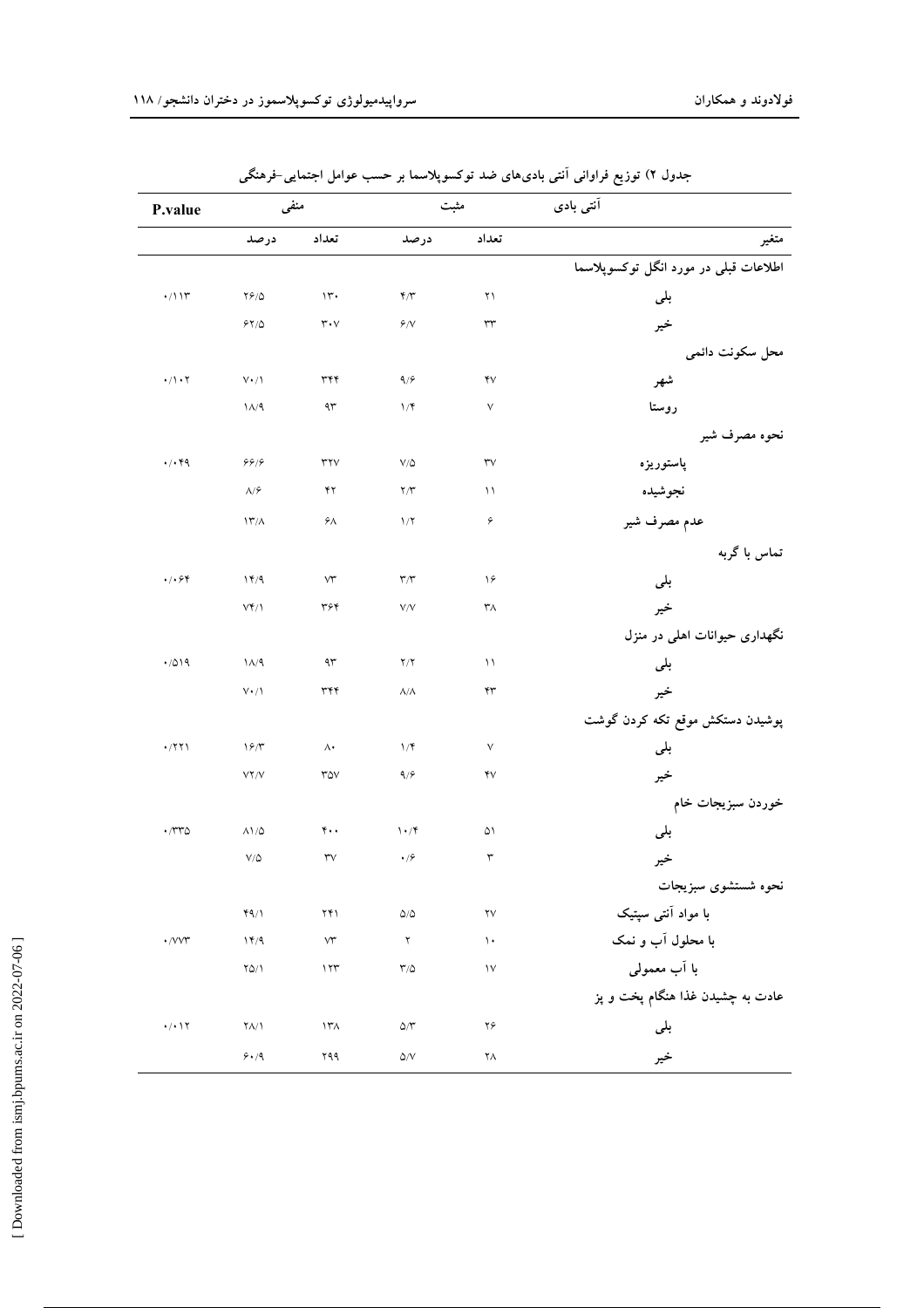جدول ۲) توزیع فراوانی آنتی بادی‌های ضد توکسوپلاسما بر حسب عوامل اجتمایی-فرهنگی

| آنتی بادی | مثبت | | منفی | | P.value |
|---|---|---|---|---|---|
| متغیر | تعداد | درصد | تعداد | درصد | |
| **اطلاعات قبلی در مورد انگل توکسوپلاسما** | | | | | |
| بلی | ۲۱ | ۴/۳ | ۱۳۰ | ۲۶/۵ | ۰/۱۱۳ |
| خیر | ۳۳ | ۶/۷ | ۳۰۷ | ۶۲/۵ | |
| **محل سکونت دائمی** | | | | | |
| شهر | ۴۷ | ۹/۶ | ۳۴۴ | ۷۰/۱ | ۰/۱۰۲ |
| روستا | ۷ | ۱/۴ | ۹۳ | ۱۸/۹ | |
| **نحوه مصرف شیر** | | | | | |
| پاستوریزه | ۳۷ | ۷/۵ | ۳۲۷ | ۶۶/۶ | ۰/۰۴۹ |
| نجوشیده | ۱۱ | ۲/۳ | ۴۲ | ۸/۶ | |
| عدم مصرف شیر | ۶ | ۱/۲ | ۶۸ | ۱۳/۸ | |
| **تماس با گربه** | | | | | |
| بلی | ۱۶ | ۳/۳ | ۷۳ | ۱۴/۹ | ۰/۰۶۴ |
| خیر | ۳۸ | ۷/۷ | ۳۶۴ | ۷۴/۱ | |
| **نگهداری حیوانات اهلی در منزل** | | | | | |
| بلی | ۱۱ | ۲/۲ | ۹۳ | ۱۸/۹ | ۰/۵۱۹ |
| خیر | ۴۳ | ۸/۸ | ۳۴۴ | ۷۰/۱ | |
| **پوشیدن دستکش موقع تکه کردن گوشت** | | | | | |
| بلی | ۷ | ۱/۴ | ۸۰ | ۱۶/۳ | ۰/۲۲۱ |
| خیر | ۴۷ | ۹/۶ | ۳۵۷ | ۷۲/۷ | |
| **خوردن سبزیجات خام** | | | | | |
| بلی | ۵۱ | ۱۰/۴ | ۴۰۰ | ۸۱/۵ | ۰/۳۳۵ |
| خیر | ۳ | ۰/۶ | ۳۷ | ۷/۵ | |
| **نحوه شستشوی سبزیجات** | | | | | |
| با مواد آنتی سپتیک | ۲۷ | ۵/۵ | ۲۴۱ | ۴۹/۱ | |
| با محلول آب و نمک | ۱۰ | ۲ | ۷۳ | ۱۴/۹ | ۰/۷۷۳ |
| با آب معمولی | ۱۷ | ۳/۵ | ۱۲۳ | ۲۵/۱ | |
| **عادت به چشیدن غذا هنگام پخت و پز** | | | | | |
| بلی | ۲۶ | ۵/۳ | ۱۳۸ | ۲۸/۱ | ۰/۰۱۲ |
| خیر | ۲۸ | ۵/۷ | ۲۹۹ | ۶۰/۹ | |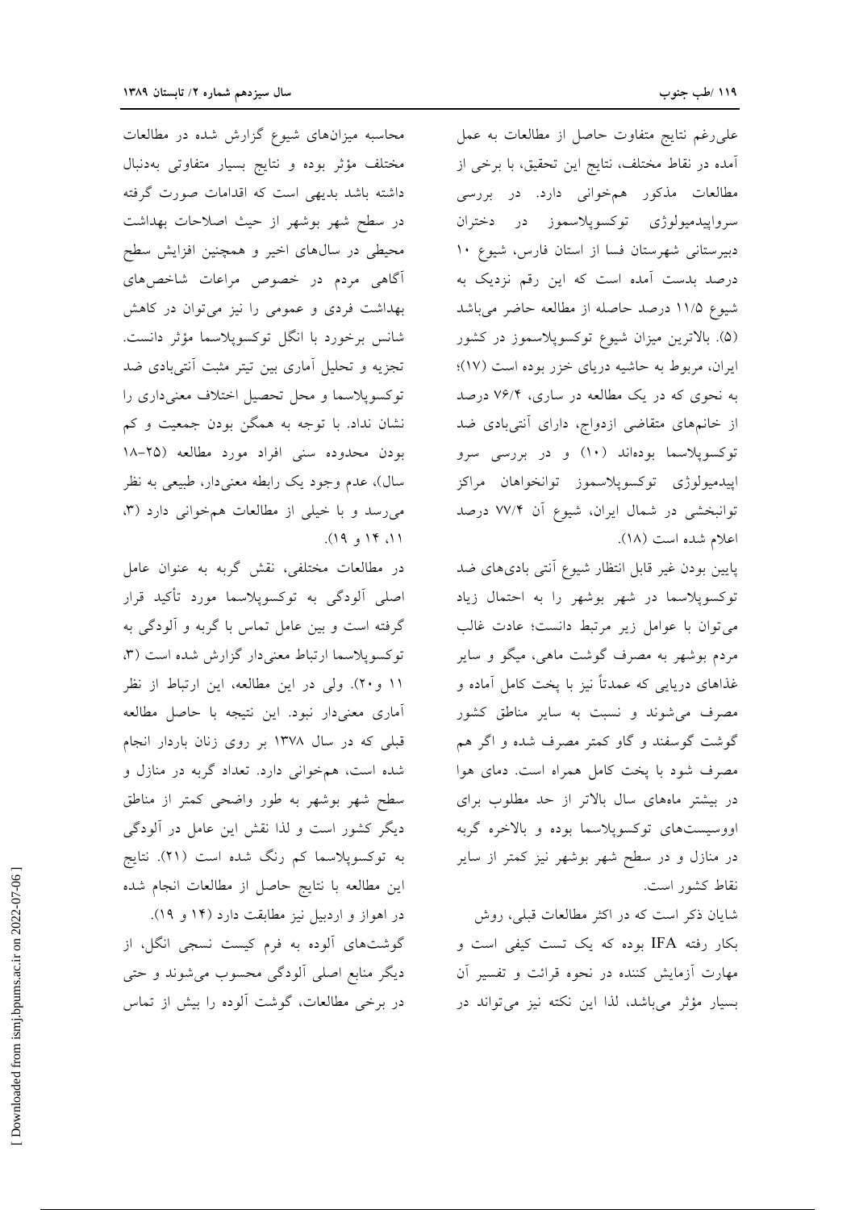علی‌رغم نتایج متفاوت حاصل از مطالعات به عمل آمده در نقاط مختلف، نتایج این تحقیق، با برخی از مطالعات مذکور هم‌خوانی دارد. در بررسی سرواپیدمیولوژی توکسوپلاسموز در دختران دبیرستانی شهرستان فسا از استان فارس، شیوع ۱۰ درصد بدست آمده است که این رقم نزدیک به شیوع ۱۱/۵ درصد حاصله از مطالعه حاضر می‌باشد (۵). بالاترین میزان شیوع توکسوپلاسموز در کشور ایران، مربوط به حاشیه دریای خزر بوده است (۱۷)؛ به نحوی که در یک مطالعه در ساری، ۷۶/۴ درصد از خانم‌های متقاضی ازدواج، دارای آنتی‌بادی ضد توکسوپلاسما بوده‌اند (۱۰) و در بررسی سرو اپیدمیولوژی توکسوپلاسموز توانخواهان مراکز توانبخشی در شمال ایران، شیوع آن ۷۷/۴ درصد اعلام شده است (۱۸).

پایین بودن غیر قابل انتظار شیوع آنتی بادی‌های ضد توکسوپلاسما در شهر بوشهر را به احتمال زیاد می‌توان با عوامل زیر مرتبط دانست؛ عادت غالب مردم بوشهر به مصرف گوشت ماهی، میگو و سایر غذاهای دریایی که عمدتاً نیز با پخت کامل آماده و مصرف می‌شوند و نسبت به سایر مناطق کشور گوشت گوسفند و گاو کمتر مصرف شده و اگر هم مصرف شود با پخت کامل همراه است. دمای هوا در بیشتر ماه‌های سال بالاتر از حد مطلوب برای اووسیست‌های توکسوپلاسما بوده و بالاخره گربه در منازل و در سطح شهر بوشهر نیز کمتر از سایر نقاط کشور است.

شایان ذکر است که در اکثر مطالعات قبلی، روش بکار رفته IFA بوده که یک تست کیفی است و مهارت آزمایش کننده در نحوه قرائت و تفسیر آن بسیار مؤثر می‌باشد، لذا این نکته نیز می‌تواند در محاسبه میزان‌های شیوع گزارش شده در مطالعات مختلف مؤثر بوده و نتایج بسیار متفاوتی به‌دنبال داشته باشد بدیهی است که اقدامات صورت گرفته در سطح شهر بوشهر از حیث اصلاحات بهداشت محیطی در سال‌های اخیر و همچنین افزایش سطح آگاهی مردم در خصوص مراعات شاخص‌های بهداشت فردی و عمومی را نیز می‌توان در کاهش شانس برخورد با انگل توکسوپلاسما مؤثر دانست. تجزیه و تحلیل آماری بین تیتر مثبت آنتی‌بادی ضد توکسوپلاسما و محل تحصیل اختلاف معنی‌داری را نشان نداد. با توجه به همگن بودن جمعیت و کم بودن محدوده سنی افراد مورد مطالعه (۲۵-۱۸ سال)، عدم وجود یک رابطه معنی‌دار، طبیعی به نظر می‌رسد و با خیلی از مطالعات هم‌خوانی دارد (۳، ۱۱، ۱۴ و ۱۹).

در مطالعات مختلفی، نقش گربه به عنوان عامل اصلی آلودگی به توکسوپلاسما مورد تأکید قرار گرفته است و بین عامل تماس با گربه و آلودگی به توکسوپلاسما ارتباط معنی‌دار گزارش شده است (۳، ۱۱ و۲۰). ولی در این مطالعه، این ارتباط از نظر آماری معنی‌دار نبود. این نتیجه با حاصل مطالعه قبلی که در سال ۱۳۷۸ بر روی زنان باردار انجام شده است، هم‌خوانی دارد. تعداد گربه در منازل و سطح شهر بوشهر به طور واضحی کمتر از مناطق دیگر کشور است و لذا نقش این عامل در آلودگی به توکسوپلاسما کم رنگ شده است (۲۱). نتایج این مطالعه با نتایج حاصل از مطالعات انجام شده در اهواز و اردبیل نیز مطابقت دارد (۱۴ و ۱۹).

گوشت‌های آلوده به فرم کیست نسجی انگل، از دیگر منابع اصلی آلودگی محسوب می‌شوند و حتی در برخی مطالعات، گوشت آلوده را بیش از تماس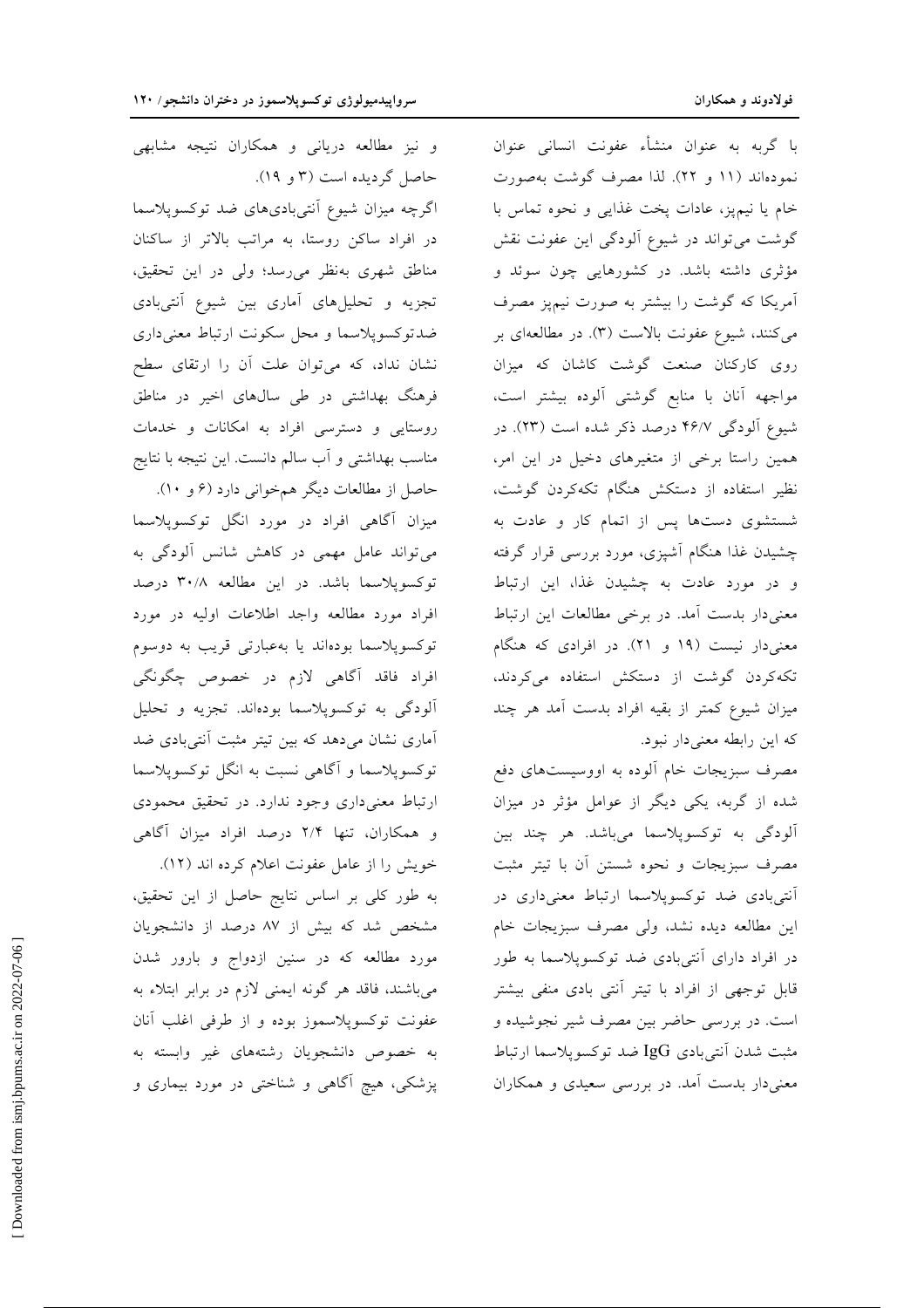با گربه به عنوان منشأء عفونت انسانی عنوان نموده‌اند (۱۱ و ۲۲). لذا مصرف گوشت به‌صورت خام یا نیم‌پز، عادات پخت غذایی و نحوه تماس با گوشت می‌تواند در شیوع آلودگی این عفونت نقش مؤثری داشته باشد. در کشورهایی چون سوئد و آمریکا که گوشت را بیشتر به صورت نیم‌پز مصرف می‌کنند، شیوع عفونت بالاست (۳). در مطالعه‌ای بر روی کارکنان صنعت گوشت کاشان که میزان مواجهه آنان با منابع گوشتی آلوده بیشتر است، شیوع آلودگی ۴۶/۷ درصد ذکر شده است (۲۳). در همین راستا برخی از متغیرهای دخیل در این امر، نظیر استفاده از دستکش هنگام تکه‌کردن گوشت، شستشوی دست‌ها پس از اتمام کار و عادت به چشیدن غذا هنگام آشپزی، مورد بررسی قرار گرفته و در مورد عادت به چشیدن غذا، این ارتباط معنی‌دار بدست آمد. در برخی مطالعات این ارتباط معنی‌دار نیست (۱۹ و ۲۱). در افرادی که هنگام تکه‌کردن گوشت از دستکش استفاده می‌کردند، میزان شیوع کمتر از بقیه افراد بدست آمد هر چند که این رابطه معنی‌دار نبود.

مصرف سبزیجات خام آلوده به اووسیست‌های دفع شده از گربه، یکی دیگر از عوامل مؤثر در میزان آلودگی به توکسوپلاسما می‌باشد. هر چند بین مصرف سبزیجات و نحوه شستن آن با تیتر مثبت آنتی‌بادی ضد توکسوپلاسما ارتباط معنی‌داری در این مطالعه دیده نشد، ولی مصرف سبزیجات خام در افراد دارای آنتی‌بادی ضد توکسوپلاسما به طور قابل توجهی از افراد با تیتر آنتی بادی منفی بیشتر است. در بررسی حاضر بین مصرف شیر نجوشیده و مثبت شدن آنتی‌بادی IgG ضد توکسوپلاسما ارتباط معنی‌دار بدست آمد. در بررسی سعیدی و همکاران و نیز مطالعه دریانی و همکاران نتیجه مشابهی حاصل گردیده است (۳ و ۱۹).

اگرچه میزان شیوع آنتی‌بادی‌های ضد توکسوپلاسما در افراد ساکن روستا، به مراتب بالاتر از ساکنان مناطق شهری به‌نظر می‌رسد؛ ولی در این تحقیق، تجزیه و تحلیل‌های آماری بین شیوع آنتی‌بادی ضدتوکسوپلاسما و محل سکونت ارتباط معنی‌داری نشان نداد، که می‌توان علت آن را ارتقای سطح فرهنگ بهداشتی در طی سال‌های اخیر در مناطق روستایی و دسترسی افراد به امکانات و خدمات مناسب بهداشتی و آب سالم دانست. این نتیجه با نتایج حاصل از مطالعات دیگر هم‌خوانی دارد (۶ و ۱۰).

میزان آگاهی افراد در مورد انگل توکسوپلاسما می‌تواند عامل مهمی در کاهش شانس آلودگی به توکسوپلاسما باشد. در این مطالعه ۳۰/۸ درصد افراد مورد مطالعه واجد اطلاعات اولیه در مورد توکسوپلاسما بوده‌اند یا به‌عبارتی قریب به دوسوم افراد فاقد آگاهی لازم در خصوص چگونگی آلودگی به توکسوپلاسما بوده‌اند. تجزیه و تحلیل آماری نشان می‌دهد که بین تیتر مثبت آنتی‌بادی ضد توکسوپلاسما و آگاهی نسبت به انگل توکسوپلاسما ارتباط معنی‌داری وجود ندارد. در تحقیق محمودی و همکاران، تنها ۲/۴ درصد افراد میزان آگاهی خویش را از عامل عفونت اعلام کرده اند (۱۲).

به طور کلی بر اساس نتایج حاصل از این تحقیق، مشخص شد که بیش از ۸۷ درصد از دانشجویان مورد مطالعه که در سنین ازدواج و بارور شدن می‌باشند، فاقد هر گونه ایمنی لازم در برابر ابتلاء به عفونت توکسوپلاسموز بوده و از طرفی اغلب آنان به خصوص دانشجویان رشته‌های غیر وابسته به پزشکی، هیچ آگاهی و شناختی در مورد بیماری و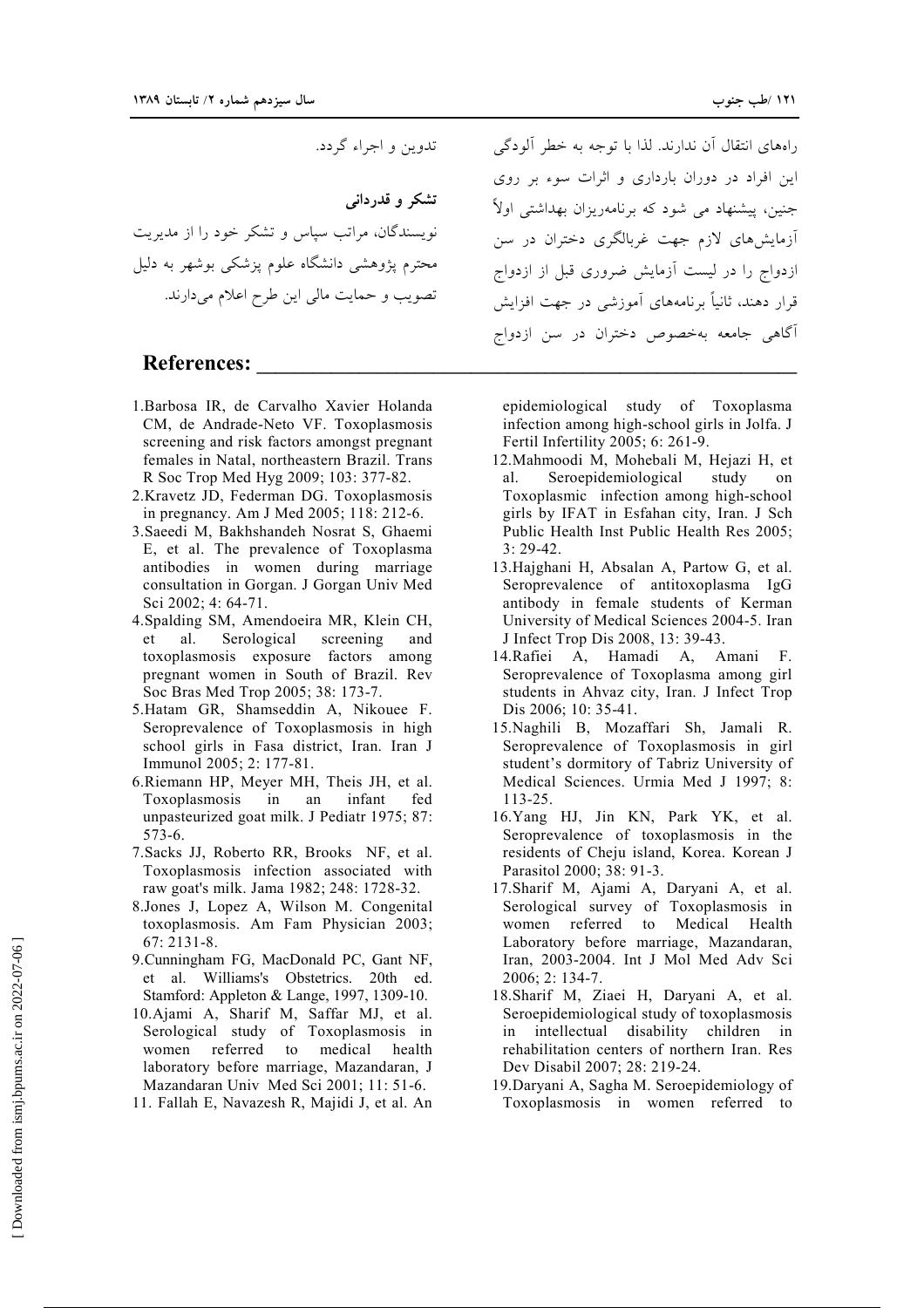راه‌های انتقال آن ندارند. لذا با توجه به خطر آلودگی این افراد در دوران بارداری و اثرات سوء بر روی جنین، پیشنهاد می شود که برنامه‌ریزان بهداشتی اولاً آزمایش‌های لازم جهت غربالگری دختران در سن ازدواج را در لیست آزمایش ضروری قبل از ازدواج قرار دهند، ثانیاً برنامه‌های آموزشی در جهت افزایش آگاهی جامعه به‌خصوص دختران در سن ازدواج تدوین و اجراء گردد.

**تشکر و قدردانی**

نویسندگان، مراتب سپاس و تشکر خود را از مدیریت محترم پژوهشی دانشگاه علوم پزشکی بوشهر به دلیل تصویب و حمایت مالی این طرح اعلام می‌دارند.

## References:

1. Barbosa IR, de Carvalho Xavier Holanda CM, de Andrade-Neto VF. Toxoplasmosis screening and risk factors amongst pregnant females in Natal, northeastern Brazil. Trans R Soc Trop Med Hyg 2009; 103: 377-82.
2. Kravetz JD, Federman DG. Toxoplasmosis in pregnancy. Am J Med 2005; 118: 212-6.
3. Saeedi M, Bakhshandeh Nosrat S, Ghaemi E, et al. The prevalence of Toxoplasma antibodies in women during marriage consultation in Gorgan. J Gorgan Univ Med Sci 2002; 4: 64-71.
4. Spalding SM, Amendoeira MR, Klein CH, et al. Serological screening and toxoplasmosis exposure factors among pregnant women in South of Brazil. Rev Soc Bras Med Trop 2005; 38: 173-7.
5. Hatam GR, Shamseddin A, Nikouee F. Seroprevalence of Toxoplasmosis in high school girls in Fasa district, Iran. Iran J Immunol 2005; 2: 177-81.
6. Riemann HP, Meyer MH, Theis JH, et al. Toxoplasmosis in an infant fed unpasteurized goat milk. J Pediatr 1975; 87: 573-6.
7. Sacks JJ, Roberto RR, Brooks NF, et al. Toxoplasmosis infection associated with raw goat's milk. Jama 1982; 248: 1728-32.
8. Jones J, Lopez A, Wilson M. Congenital toxoplasmosis. Am Fam Physician 2003; 67: 2131-8.
9. Cunningham FG, MacDonald PC, Gant NF, et al. Williams's Obstetrics. 20th ed. Stamford: Appleton & Lange, 1997, 1309-10.
10. Ajami A, Sharif M, Saffar MJ, et al. Serological study of Toxoplasmosis in women referred to medical health laboratory before marriage, Mazandaran, J Mazandaran Univ Med Sci 2001; 11: 51-6.
11. Fallah E, Navazesh R, Majidi J, et al. An epidemiological study of Toxoplasma infection among high-school girls in Jolfa. J Fertil Infertility 2005; 6: 261-9.
12. Mahmoodi M, Mohebali M, Hejazi H, et al. Seroepidemiological study on Toxoplasmic infection among high-school girls by IFAT in Esfahan city, Iran. J Sch Public Health Inst Public Health Res 2005; 3: 29-42.
13. Hajghani H, Absalan A, Partow G, et al. Seroprevalence of antitoxoplasma IgG antibody in female students of Kerman University of Medical Sciences 2004-5. Iran J Infect Trop Dis 2008, 13: 39-43.
14. Rafiei A, Hamadi A, Amani F. Seroprevalence of Toxoplasma among girl students in Ahvaz city, Iran. J Infect Trop Dis 2006; 10: 35-41.
15. Naghili B, Mozaffari Sh, Jamali R. Seroprevalence of Toxoplasmosis in girl student's dormitory of Tabriz University of Medical Sciences. Urmia Med J 1997; 8: 113-25.
16. Yang HJ, Jin KN, Park YK, et al. Seroprevalence of toxoplasmosis in the residents of Cheju island, Korea. Korean J Parasitol 2000; 38: 91-3.
17. Sharif M, Ajami A, Daryani A, et al. Serological survey of Toxoplasmosis in women referred to Medical Health Laboratory before marriage, Mazandaran, Iran, 2003-2004. Int J Mol Med Adv Sci 2006; 2: 134-7.
18. Sharif M, Ziaei H, Daryani A, et al. Seroepidemiological study of toxoplasmosis in intellectual disability children in rehabilitation centers of northern Iran. Res Dev Disabil 2007; 28: 219-24.
19. Daryani A, Sagha M. Seroepidemiology of Toxoplasmosis in women referred to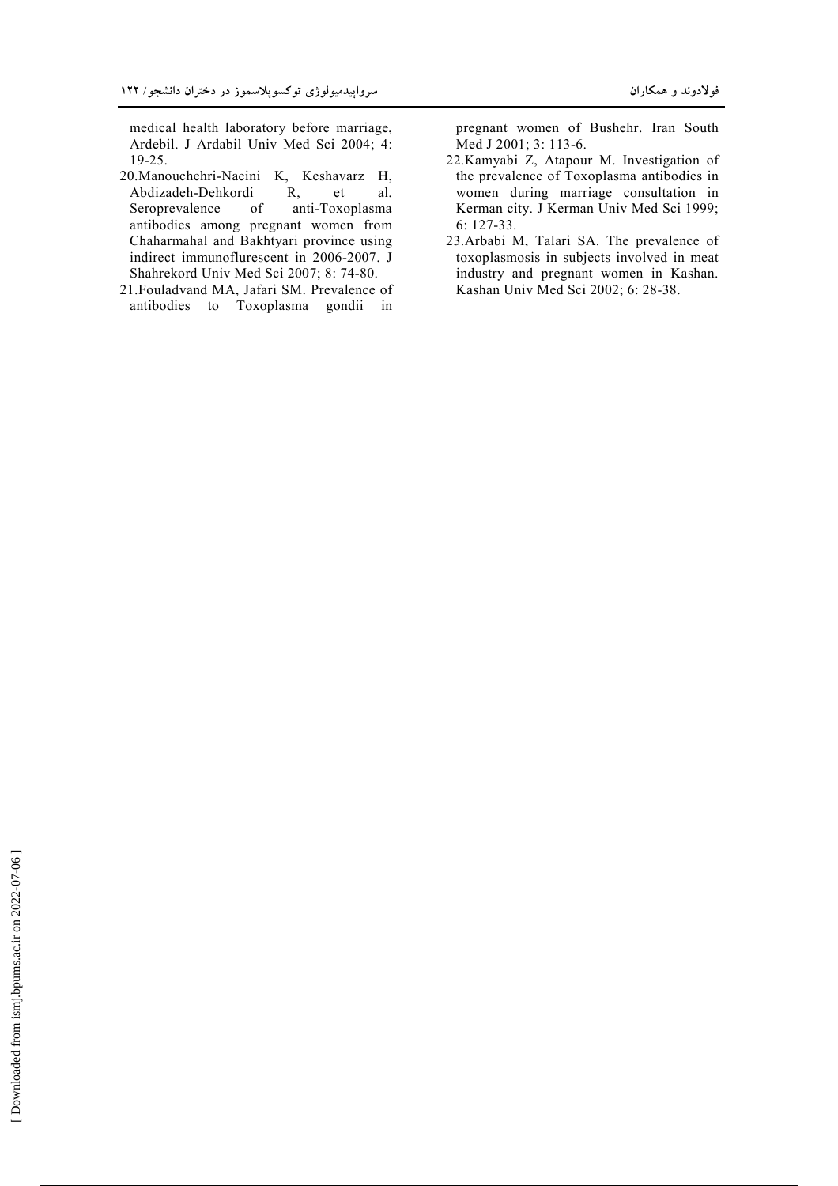medical health laboratory before marriage, Ardebil. J Ardabil Univ Med Sci 2004; 4: 19-25.

20. Manouchehri-Naeini K, Keshavarz H, Abdizadeh-Dehkordi R, et al. Seroprevalence of anti-Toxoplasma antibodies among pregnant women from Chaharmahal and Bakhtyari province using indirect immunoflurescent in 2006-2007. J Shahrekord Univ Med Sci 2007; 8: 74-80.

21. Fouladvand MA, Jafari SM. Prevalence of antibodies to Toxoplasma gondii in pregnant women of Bushehr. Iran South Med J 2001; 3: 113-6.

22. Kamyabi Z, Atapour M. Investigation of the prevalence of Toxoplasma antibodies in women during marriage consultation in Kerman city. J Kerman Univ Med Sci 1999; 6: 127-33.

23. Arbabi M, Talari SA. The prevalence of toxoplasmosis in subjects involved in meat industry and pregnant women in Kashan. Kashan Univ Med Sci 2002; 6: 28-38.